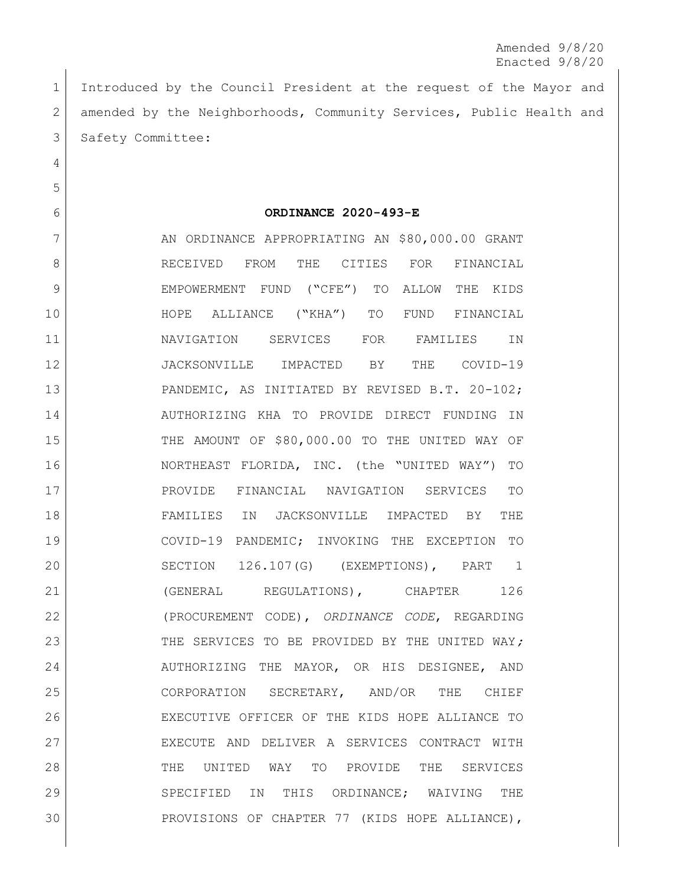Amended 9/8/20
Enacted 9/8/20

Introduced by the Council President at the request of the Mayor and amended by the Neighborhoods, Community Services, Public Health and Safety Committee:

**ORDINANCE 2020-493-E**

AN ORDINANCE APPROPRIATING AN $80,000.00 GRANT RECEIVED FROM THE CITIES FOR FINANCIAL EMPOWERMENT FUND ("CFE") TO ALLOW THE KIDS HOPE ALLIANCE ("KHA") TO FUND FINANCIAL NAVIGATION SERVICES FOR FAMILIES IN JACKSONVILLE IMPACTED BY THE COVID-19 PANDEMIC, AS INITIATED BY REVISED B.T. 20-102; AUTHORIZING KHA TO PROVIDE DIRECT FUNDING IN THE AMOUNT OF $80,000.00 TO THE UNITED WAY OF NORTHEAST FLORIDA, INC. (the "UNITED WAY") TO PROVIDE FINANCIAL NAVIGATION SERVICES TO FAMILIES IN JACKSONVILLE IMPACTED BY THE COVID-19 PANDEMIC; INVOKING THE EXCEPTION TO SECTION 126.107(G) (EXEMPTIONS), PART 1 (GENERAL REGULATIONS), CHAPTER 126 (PROCUREMENT CODE), *ORDINANCE CODE*, REGARDING THE SERVICES TO BE PROVIDED BY THE UNITED WAY*;* AUTHORIZING THE MAYOR, OR HIS DESIGNEE, AND CORPORATION SECRETARY, AND/OR THE CHIEF EXECUTIVE OFFICER OF THE KIDS HOPE ALLIANCE TO EXECUTE AND DELIVER A SERVICES CONTRACT WITH THE UNITED WAY TO PROVIDE THE SERVICES SPECIFIED IN THIS ORDINANCE; WAIVING THE PROVISIONS OF CHAPTER 77 (KIDS HOPE ALLIANCE),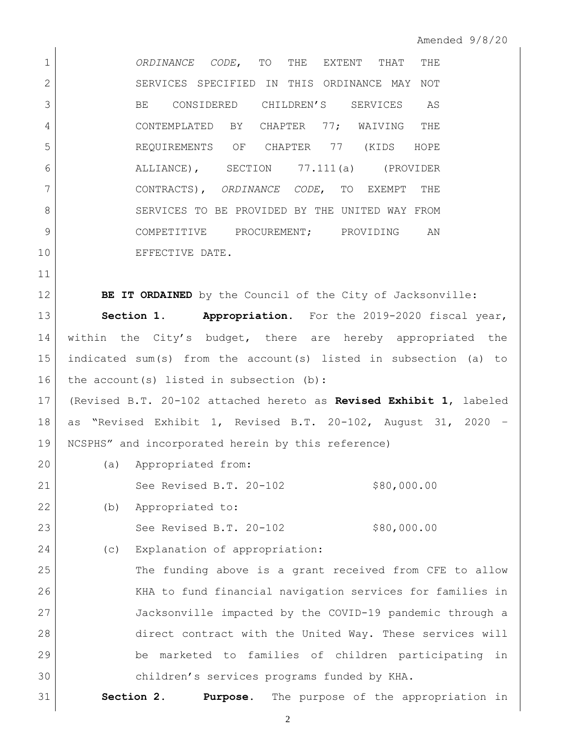*ORDINANCE CODE*, TO THE EXTENT THAT THE SERVICES SPECIFIED IN THIS ORDINANCE MAY NOT BE CONSIDERED CHILDREN'S SERVICES AS CONTEMPLATED BY CHAPTER 77; WAIVING THE REQUIREMENTS OF CHAPTER 77 (KIDS HOPE ALLIANCE), SECTION 77.111(a) (PROVIDER CONTRACTS), *ORDINANCE CODE*, TO EXEMPT THE SERVICES TO BE PROVIDED BY THE UNITED WAY FROM COMPETITIVE PROCUREMENT; PROVIDING AN EFFECTIVE DATE.

**BE IT ORDAINED** by the Council of the City of Jacksonville:

**Section 1. Appropriation.** For the 2019-2020 fiscal year, within the City's budget, there are hereby appropriated the indicated sum(s) from the account(s) listed in subsection (a) to the account(s) listed in subsection (b):

(Revised B.T. 20-102 attached hereto as **Revised Exhibit 1**, labeled as "Revised Exhibit 1, Revised B.T. 20-102, August 31, 2020 – NCSPHS" and incorporated herein by this reference)

(a) Appropriated from:

See Revised B.T. 20-102 $80,000.00

(b) Appropriated to:

See Revised B.T. 20-102 $80,000.00

(c) Explanation of appropriation:

The funding above is a grant received from CFE to allow KHA to fund financial navigation services for families in Jacksonville impacted by the COVID-19 pandemic through a direct contract with the United Way. These services will be marketed to families of children participating in children's services programs funded by KHA.

**Section 2. Purpose.** The purpose of the appropriation in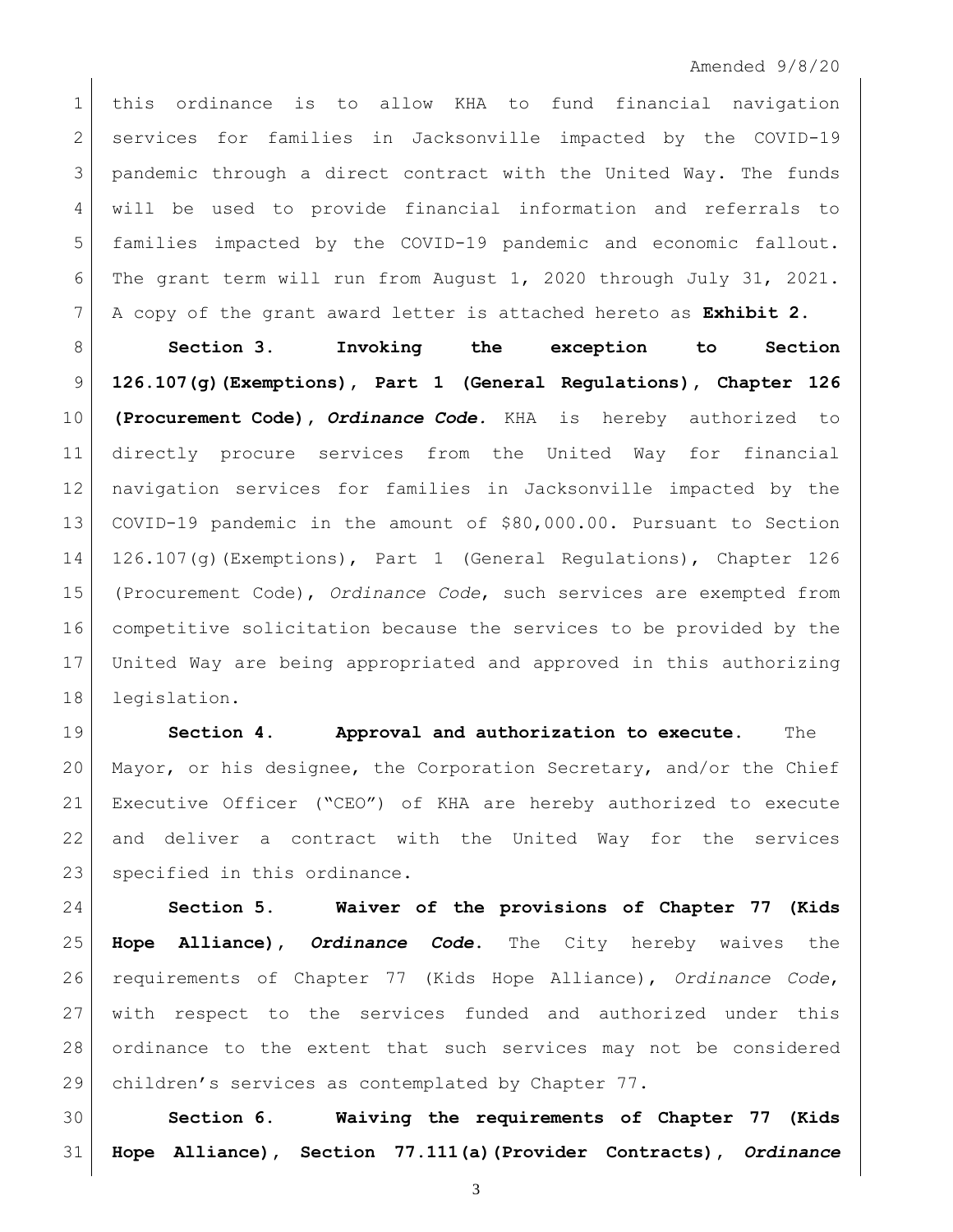this ordinance is to allow KHA to fund financial navigation services for families in Jacksonville impacted by the COVID-19 pandemic through a direct contract with the United Way. The funds will be used to provide financial information and referrals to families impacted by the COVID-19 pandemic and economic fallout. The grant term will run from August 1, 2020 through July 31, 2021. A copy of the grant award letter is attached hereto as **Exhibit 2.**

**Section 3. Invoking the exception to Section 126.107(g)(Exemptions), Part 1 (General Regulations), Chapter 126 (Procurement Code),** ***Ordinance Code.*** KHA is hereby authorized to directly procure services from the United Way for financial navigation services for families in Jacksonville impacted by the COVID-19 pandemic in the amount of $80,000.00. Pursuant to Section 126.107(g)(Exemptions), Part 1 (General Regulations), Chapter 126 (Procurement Code), *Ordinance Code*, such services are exempted from competitive solicitation because the services to be provided by the United Way are being appropriated and approved in this authorizing legislation.

**Section 4. Approval and authorization to execute.** The Mayor, or his designee, the Corporation Secretary, and/or the Chief Executive Officer ("CEO") of KHA are hereby authorized to execute and deliver a contract with the United Way for the services specified in this ordinance.

**Section 5. Waiver of the provisions of Chapter 77 (Kids Hope Alliance),** ***Ordinance Code*****.** The City hereby waives the requirements of Chapter 77 (Kids Hope Alliance), *Ordinance Code*, with respect to the services funded and authorized under this ordinance to the extent that such services may not be considered children's services as contemplated by Chapter 77.

**Section 6. Waiving the requirements of Chapter 77 (Kids Hope Alliance), Section 77.111(a)(Provider Contracts),** ***Ordinance***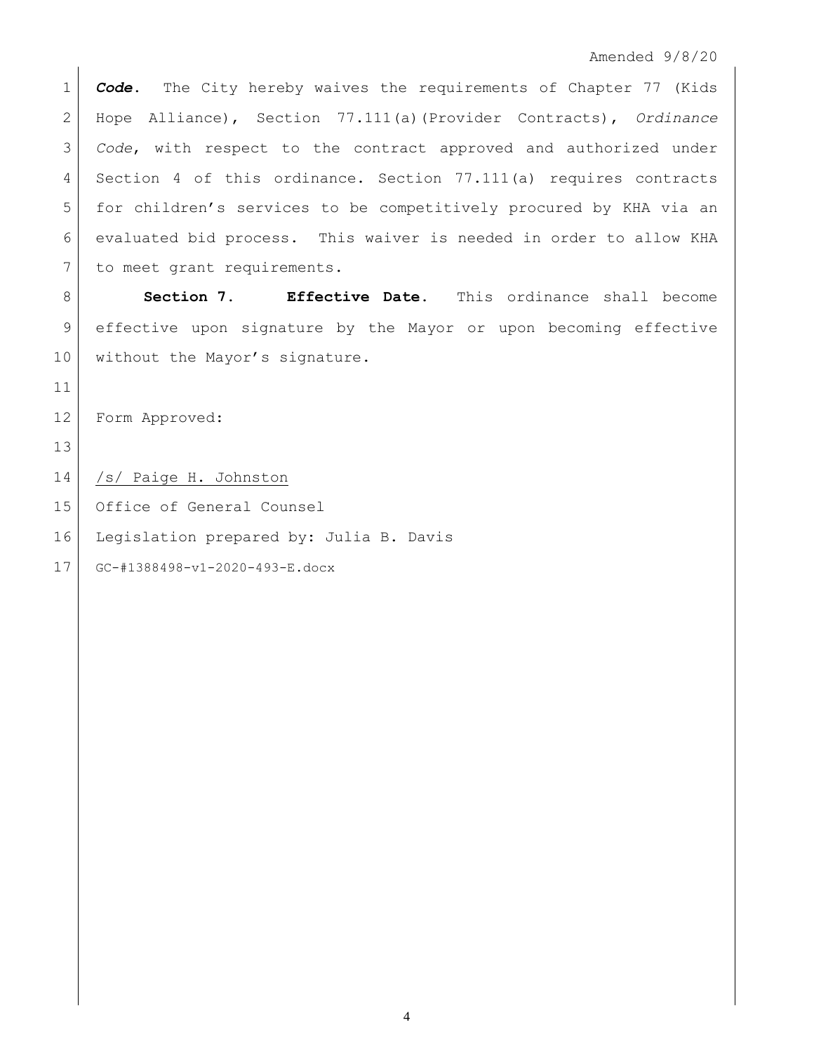***Code***. The City hereby waives the requirements of Chapter 77 (Kids Hope Alliance), Section 77.111(a)(Provider Contracts), *Ordinance Code*, with respect to the contract approved and authorized under Section 4 of this ordinance. Section 77.111(a) requires contracts for children's services to be competitively procured by KHA via an evaluated bid process. This waiver is needed in order to allow KHA to meet grant requirements.

**Section 7. Effective Date.** This ordinance shall become effective upon signature by the Mayor or upon becoming effective without the Mayor's signature.

Form Approved:

/s/ Paige H. Johnston

Office of General Counsel

Legislation prepared by: Julia B. Davis

GC-#1388498-v1-2020-493-E.docx